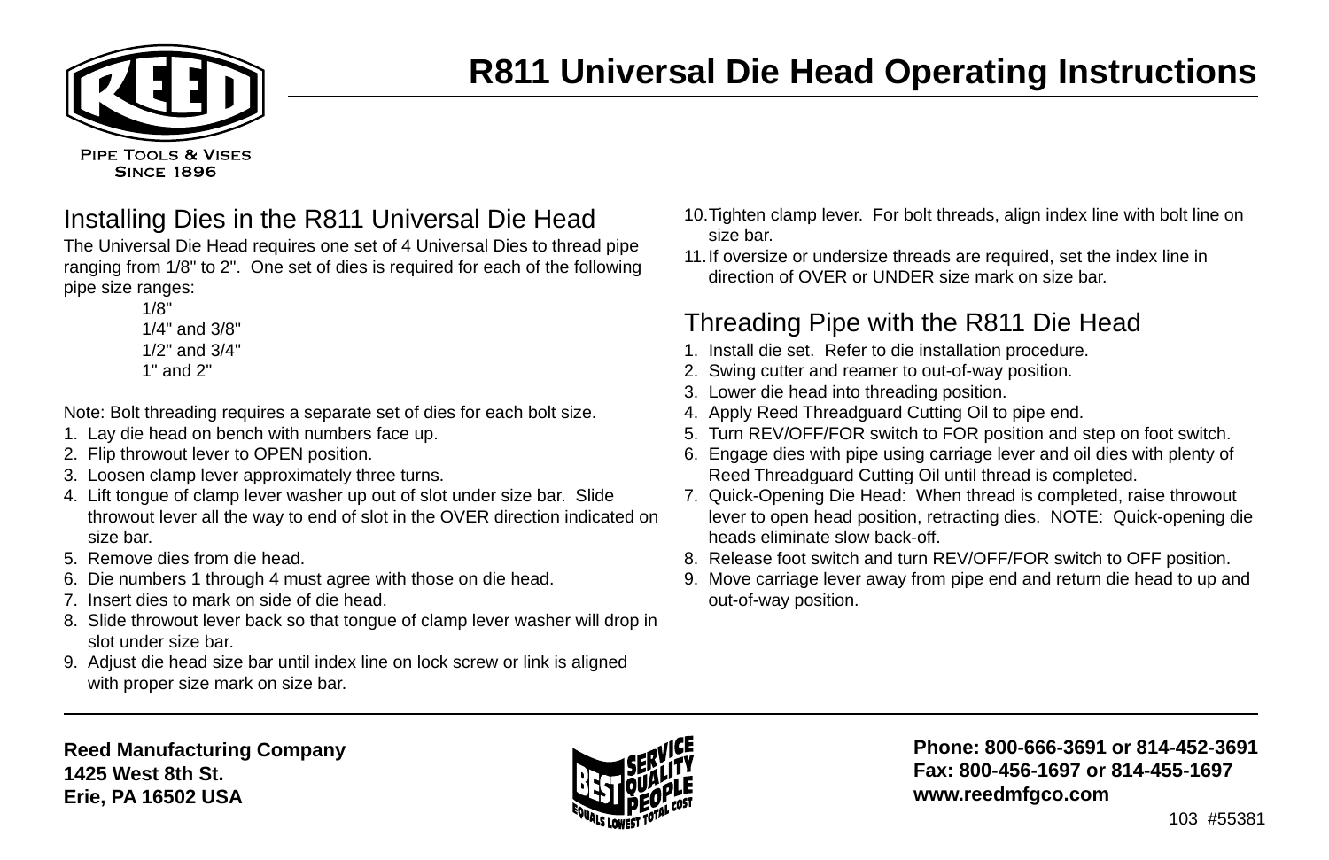PIPE TOOLS & VISES
SINCE 1896

# R811 Universal Die Head Operating Instructions

## Installing Dies in the R811 Universal Die Head

The Universal Die Head requires one set of 4 Universal Dies to thread pipe ranging from 1/8" to 2". One set of dies is required for each of the following pipe size ranges:

- 1/8"
- 1/4" and 3/8"
- 1/2" and 3/4"
- 1" and 2"

Note: Bolt threading requires a separate set of dies for each bolt size.

1. Lay die head on bench with numbers face up.
2. Flip throwout lever to OPEN position.
3. Loosen clamp lever approximately three turns.
4. Lift tongue of clamp lever washer up out of slot under size bar. Slide throwout lever all the way to end of slot in the OVER direction indicated on size bar.
5. Remove dies from die head.
6. Die numbers 1 through 4 must agree with those on die head.
7. Insert dies to mark on side of die head.
8. Slide throwout lever back so that tongue of clamp lever washer will drop in slot under size bar.
9. Adjust die head size bar until index line on lock screw or link is aligned with proper size mark on size bar.
10. Tighten clamp lever. For bolt threads, align index line with bolt line on size bar.
11. If oversize or undersize threads are required, set the index line in direction of OVER or UNDER size mark on size bar.

## Threading Pipe with the R811 Die Head

1. Install die set. Refer to die installation procedure.
2. Swing cutter and reamer to out-of-way position.
3. Lower die head into threading position.
4. Apply Reed Threadguard Cutting Oil to pipe end.
5. Turn REV/OFF/FOR switch to FOR position and step on foot switch.
6. Engage dies with pipe using carriage lever and oil dies with plenty of Reed Threadguard Cutting Oil until thread is completed.
7. Quick-Opening Die Head: When thread is completed, raise throwout lever to open head position, retracting dies. NOTE: Quick-opening die heads eliminate slow back-off.
8. Release foot switch and turn REV/OFF/FOR switch to OFF position.
9. Move carriage lever away from pipe end and return die head to up and out-of-way position.

**Reed Manufacturing Company**
**1425 West 8th St.**
**Erie, PA 16502 USA**

BEST SERVICE QUALITY PEOPLE EQUALS LOWEST TOTAL COST

**Phone: 800-666-3691 or 814-452-3691**
**Fax: 800-456-1697 or 814-455-1697**
**www.reedmfgco.com**

103 #55381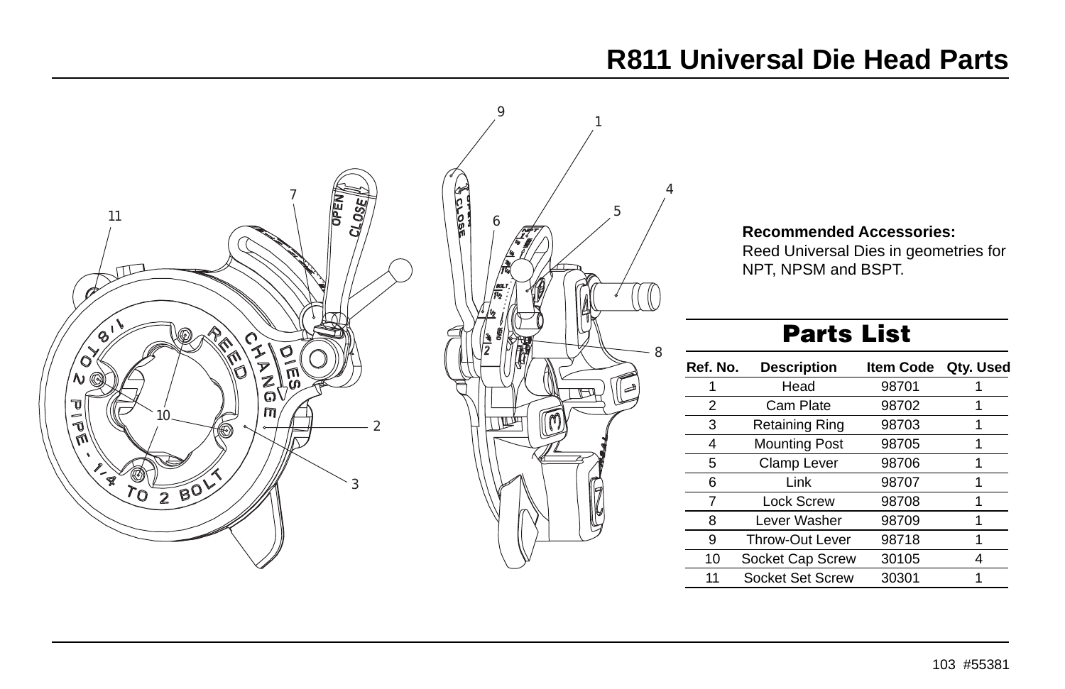# R811 Universal Die Head Parts

**Recommended Accessories:**
Reed Universal Dies in geometries for NPT, NPSM and BSPT.

## Parts List

| Ref. No. | Description | Item Code | Qty. Used |
|---|---|---|---|
| 1 | Head | 98701 | 1 |
| 2 | Cam Plate | 98702 | 1 |
| 3 | Retaining Ring | 98703 | 1 |
| 4 | Mounting Post | 98705 | 1 |
| 5 | Clamp Lever | 98706 | 1 |
| 6 | Link | 98707 | 1 |
| 7 | Lock Screw | 98708 | 1 |
| 8 | Lever Washer | 98709 | 1 |
| 9 | Throw-Out Lever | 98718 | 1 |
| 10 | Socket Cap Screw | 30105 | 4 |
| 11 | Socket Set Screw | 30301 | 1 |

103 #55381